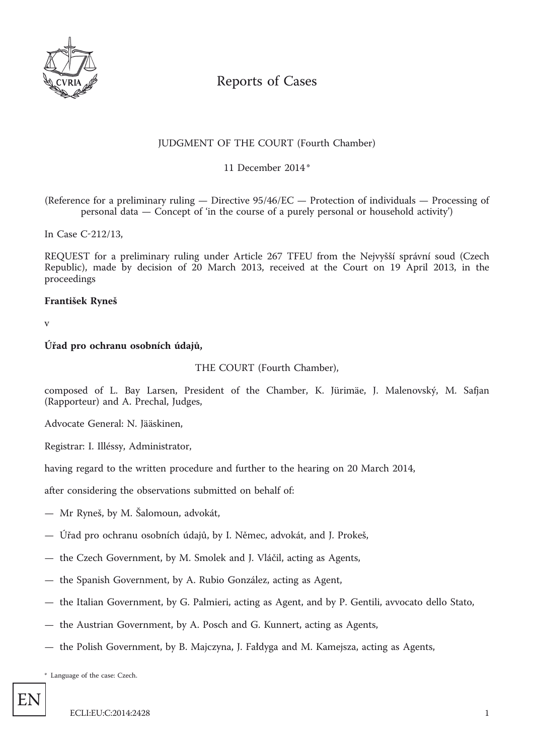Reports of Cases

JUDGMENT OF THE COURT (Fourth Chamber)

11 December 2014 *

(Reference for a preliminary ruling — Directive 95/46/EC — Protection of individuals — Processing of personal data — Concept of 'in the course of a purely personal or household activity')

In Case C-212/13,

REQUEST for a preliminary ruling under Article 267 TFEU from the Nejvyšší správní soud (Czech Republic), made by decision of 20 March 2013, received at the Court on 19 April 2013, in the proceedings

**František Ryneš**

v

**Úřad pro ochranu osobních údajů,**

THE COURT (Fourth Chamber),

composed of L. Bay Larsen, President of the Chamber, K. Jürimäe, J. Malenovský, M. Safjan (Rapporteur) and A. Prechal, Judges,

Advocate General: N. Jääskinen,

Registrar: I. Illéssy, Administrator,

having regard to the written procedure and further to the hearing on 20 March 2014,

after considering the observations submitted on behalf of:

— Mr Ryneš, by M. Šalomoun, advokát,

— Úřad pro ochranu osobních údajů, by I. Němec, advokát, and J. Prokeš,

— the Czech Government, by M. Smolek and J. Vláčil, acting as Agents,

— the Spanish Government, by A. Rubio González, acting as Agent,

— the Italian Government, by G. Palmieri, acting as Agent, and by P. Gentili, avvocato dello Stato,

— the Austrian Government, by A. Posch and G. Kunnert, acting as Agents,

— the Polish Government, by B. Majczyna, J. Fałdyga and M. Kamejsza, acting as Agents,

* Language of the case: Czech.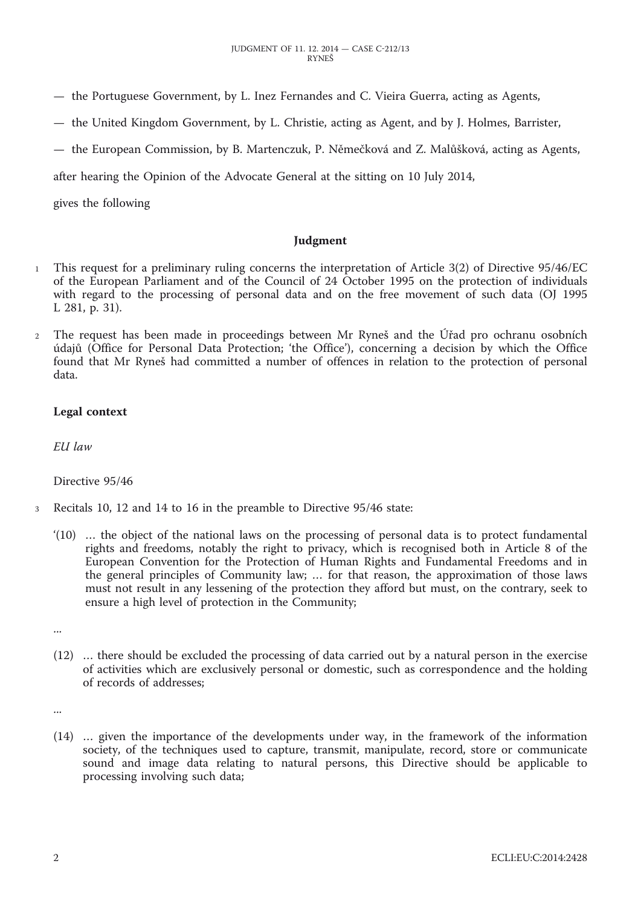— the Portuguese Government, by L. Inez Fernandes and C. Vieira Guerra, acting as Agents,

— the United Kingdom Government, by L. Christie, acting as Agent, and by J. Holmes, Barrister,

— the European Commission, by B. Martenczuk, P. Němečková and Z. Malůšková, acting as Agents,

after hearing the Opinion of the Advocate General at the sitting on 10 July 2014,

gives the following

## Judgment

1 This request for a preliminary ruling concerns the interpretation of Article 3(2) of Directive 95/46/EC of the European Parliament and of the Council of 24 October 1995 on the protection of individuals with regard to the processing of personal data and on the free movement of such data (OJ 1995 L 281, p. 31).

2 The request has been made in proceedings between Mr Ryneš and the Úřad pro ochranu osobních údajů (Office for Personal Data Protection; 'the Office'), concerning a decision by which the Office found that Mr Ryneš had committed a number of offences in relation to the protection of personal data.

### Legal context

*EU law*

Directive 95/46

3 Recitals 10, 12 and 14 to 16 in the preamble to Directive 95/46 state:

'(10) … the object of the national laws on the processing of personal data is to protect fundamental rights and freedoms, notably the right to privacy, which is recognised both in Article 8 of the European Convention for the Protection of Human Rights and Fundamental Freedoms and in the general principles of Community law; … for that reason, the approximation of those laws must not result in any lessening of the protection they afford but must, on the contrary, seek to ensure a high level of protection in the Community;

...

(12) … there should be excluded the processing of data carried out by a natural person in the exercise of activities which are exclusively personal or domestic, such as correspondence and the holding of records of addresses;

...

(14) … given the importance of the developments under way, in the framework of the information society, of the techniques used to capture, transmit, manipulate, record, store or communicate sound and image data relating to natural persons, this Directive should be applicable to processing involving such data;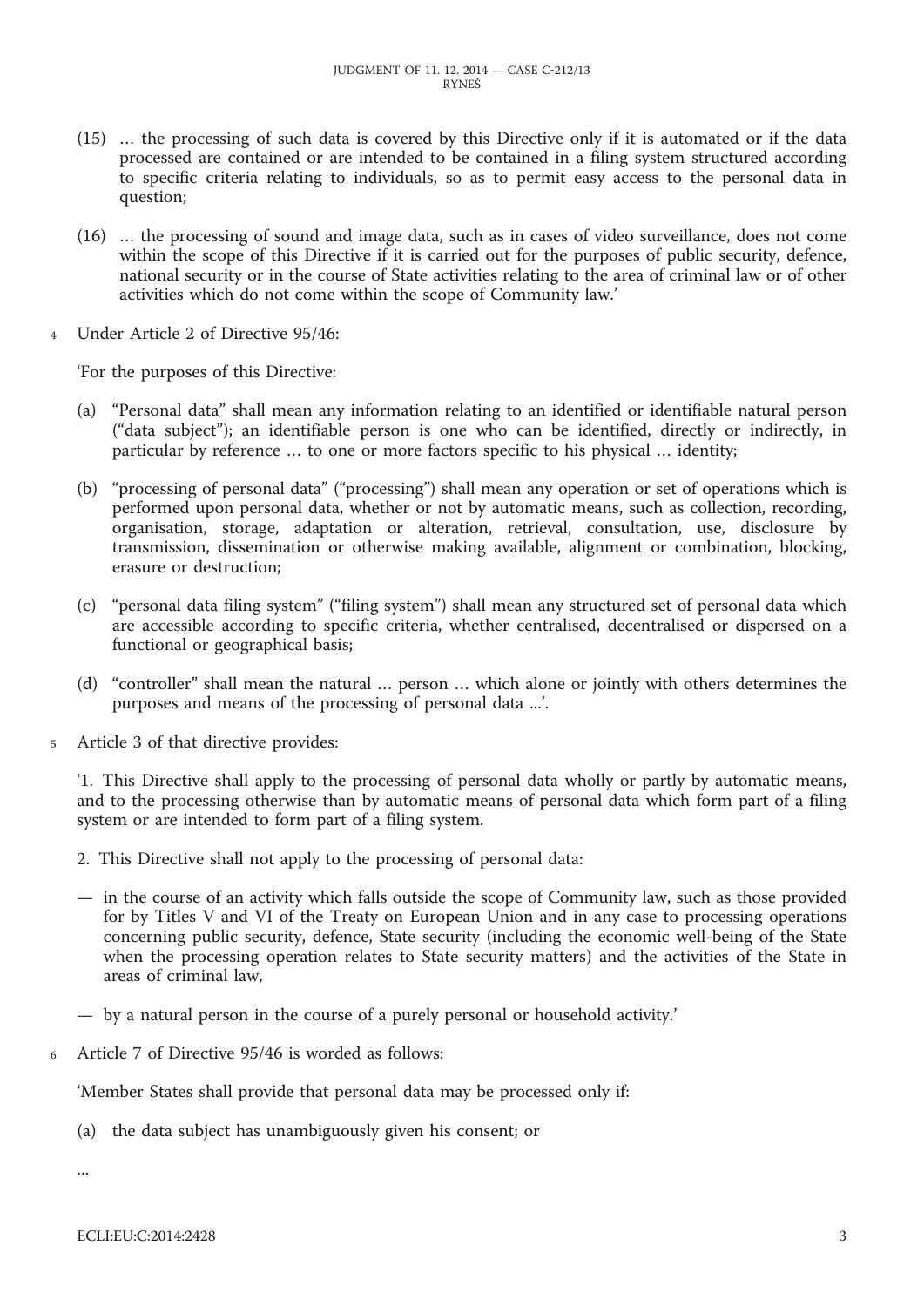(15) … the processing of such data is covered by this Directive only if it is automated or if the data processed are contained or are intended to be contained in a filing system structured according to specific criteria relating to individuals, so as to permit easy access to the personal data in question;

(16) … the processing of sound and image data, such as in cases of video surveillance, does not come within the scope of this Directive if it is carried out for the purposes of public security, defence, national security or in the course of State activities relating to the area of criminal law or of other activities which do not come within the scope of Community law.'

4 Under Article 2 of Directive 95/46:

'For the purposes of this Directive:

(a) "Personal data" shall mean any information relating to an identified or identifiable natural person ("data subject"); an identifiable person is one who can be identified, directly or indirectly, in particular by reference … to one or more factors specific to his physical … identity;

(b) "processing of personal data" ("processing") shall mean any operation or set of operations which is performed upon personal data, whether or not by automatic means, such as collection, recording, organisation, storage, adaptation or alteration, retrieval, consultation, use, disclosure by transmission, dissemination or otherwise making available, alignment or combination, blocking, erasure or destruction;

(c) "personal data filing system" ("filing system") shall mean any structured set of personal data which are accessible according to specific criteria, whether centralised, decentralised or dispersed on a functional or geographical basis;

(d) "controller" shall mean the natural … person … which alone or jointly with others determines the purposes and means of the processing of personal data ...'.

5 Article 3 of that directive provides:

'1. This Directive shall apply to the processing of personal data wholly or partly by automatic means, and to the processing otherwise than by automatic means of personal data which form part of a filing system or are intended to form part of a filing system.

2. This Directive shall not apply to the processing of personal data:

— in the course of an activity which falls outside the scope of Community law, such as those provided for by Titles V and VI of the Treaty on European Union and in any case to processing operations concerning public security, defence, State security (including the economic well-being of the State when the processing operation relates to State security matters) and the activities of the State in areas of criminal law,

— by a natural person in the course of a purely personal or household activity.'

6 Article 7 of Directive 95/46 is worded as follows:

'Member States shall provide that personal data may be processed only if:

(a) the data subject has unambiguously given his consent; or

...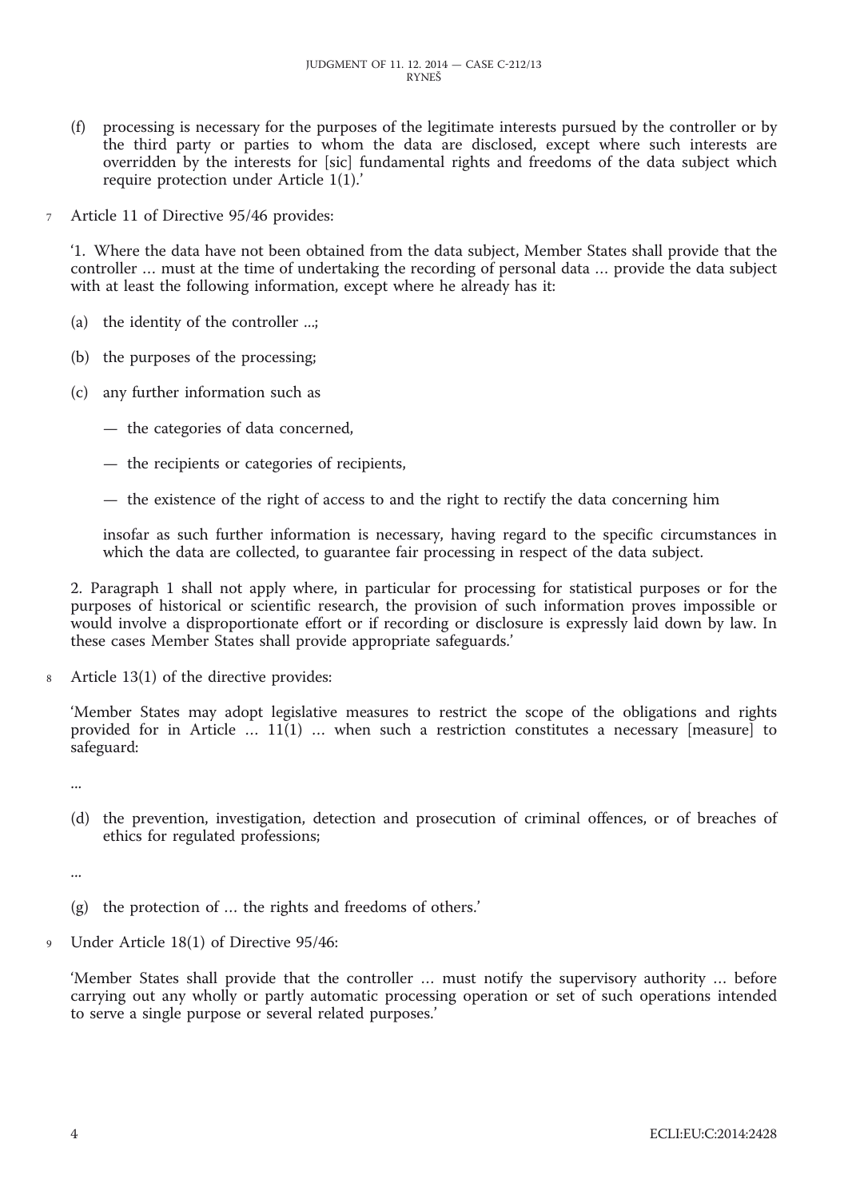(f) processing is necessary for the purposes of the legitimate interests pursued by the controller or by the third party or parties to whom the data are disclosed, except where such interests are overridden by the interests for [sic] fundamental rights and freedoms of the data subject which require protection under Article 1(1).'

7 Article 11 of Directive 95/46 provides:

'1. Where the data have not been obtained from the data subject, Member States shall provide that the controller … must at the time of undertaking the recording of personal data … provide the data subject with at least the following information, except where he already has it:

(a) the identity of the controller ...;

(b) the purposes of the processing;

(c) any further information such as

— the categories of data concerned,

— the recipients or categories of recipients,

— the existence of the right of access to and the right to rectify the data concerning him

insofar as such further information is necessary, having regard to the specific circumstances in which the data are collected, to guarantee fair processing in respect of the data subject.

2. Paragraph 1 shall not apply where, in particular for processing for statistical purposes or for the purposes of historical or scientific research, the provision of such information proves impossible or would involve a disproportionate effort or if recording or disclosure is expressly laid down by law. In these cases Member States shall provide appropriate safeguards.'

8 Article 13(1) of the directive provides:

'Member States may adopt legislative measures to restrict the scope of the obligations and rights provided for in Article … 11(1) … when such a restriction constitutes a necessary [measure] to safeguard:

...

(d) the prevention, investigation, detection and prosecution of criminal offences, or of breaches of ethics for regulated professions;

...

(g) the protection of … the rights and freedoms of others.'

9 Under Article 18(1) of Directive 95/46:

'Member States shall provide that the controller … must notify the supervisory authority … before carrying out any wholly or partly automatic processing operation or set of such operations intended to serve a single purpose or several related purposes.'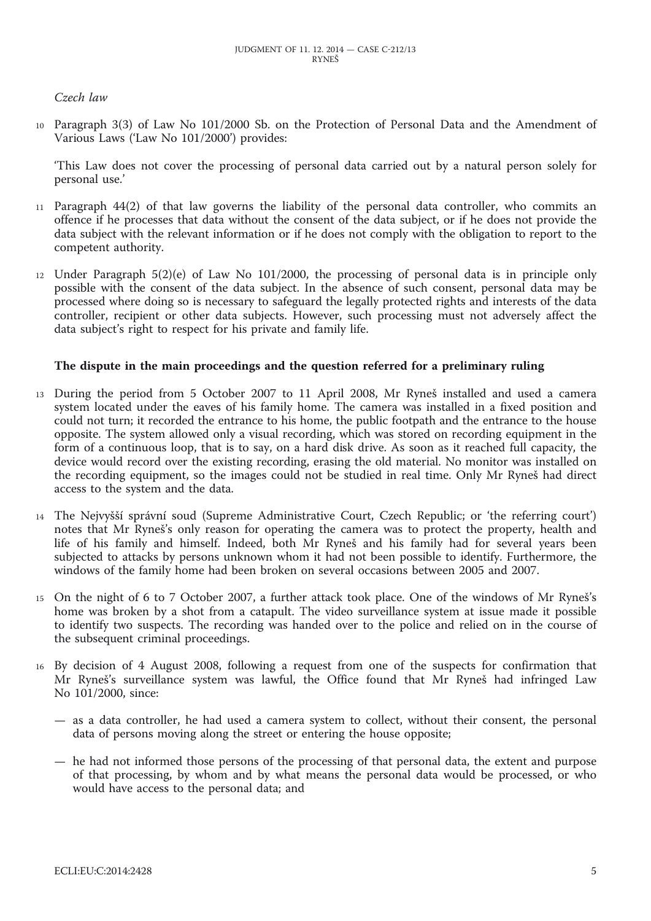*Czech law*

10 Paragraph 3(3) of Law No 101/2000 Sb. on the Protection of Personal Data and the Amendment of Various Laws ('Law No 101/2000') provides:

'This Law does not cover the processing of personal data carried out by a natural person solely for personal use.'

11 Paragraph 44(2) of that law governs the liability of the personal data controller, who commits an offence if he processes that data without the consent of the data subject, or if he does not provide the data subject with the relevant information or if he does not comply with the obligation to report to the competent authority.

12 Under Paragraph 5(2)(e) of Law No 101/2000, the processing of personal data is in principle only possible with the consent of the data subject. In the absence of such consent, personal data may be processed where doing so is necessary to safeguard the legally protected rights and interests of the data controller, recipient or other data subjects. However, such processing must not adversely affect the data subject's right to respect for his private and family life.

## The dispute in the main proceedings and the question referred for a preliminary ruling

13 During the period from 5 October 2007 to 11 April 2008, Mr Ryneš installed and used a camera system located under the eaves of his family home. The camera was installed in a fixed position and could not turn; it recorded the entrance to his home, the public footpath and the entrance to the house opposite. The system allowed only a visual recording, which was stored on recording equipment in the form of a continuous loop, that is to say, on a hard disk drive. As soon as it reached full capacity, the device would record over the existing recording, erasing the old material. No monitor was installed on the recording equipment, so the images could not be studied in real time. Only Mr Ryneš had direct access to the system and the data.

14 The Nejvyšší správní soud (Supreme Administrative Court, Czech Republic; or 'the referring court') notes that Mr Ryneš's only reason for operating the camera was to protect the property, health and life of his family and himself. Indeed, both Mr Ryneš and his family had for several years been subjected to attacks by persons unknown whom it had not been possible to identify. Furthermore, the windows of the family home had been broken on several occasions between 2005 and 2007.

15 On the night of 6 to 7 October 2007, a further attack took place. One of the windows of Mr Ryneš's home was broken by a shot from a catapult. The video surveillance system at issue made it possible to identify two suspects. The recording was handed over to the police and relied on in the course of the subsequent criminal proceedings.

16 By decision of 4 August 2008, following a request from one of the suspects for confirmation that Mr Ryneš's surveillance system was lawful, the Office found that Mr Ryneš had infringed Law No 101/2000, since:

— as a data controller, he had used a camera system to collect, without their consent, the personal data of persons moving along the street or entering the house opposite;

— he had not informed those persons of the processing of that personal data, the extent and purpose of that processing, by whom and by what means the personal data would be processed, or who would have access to the personal data; and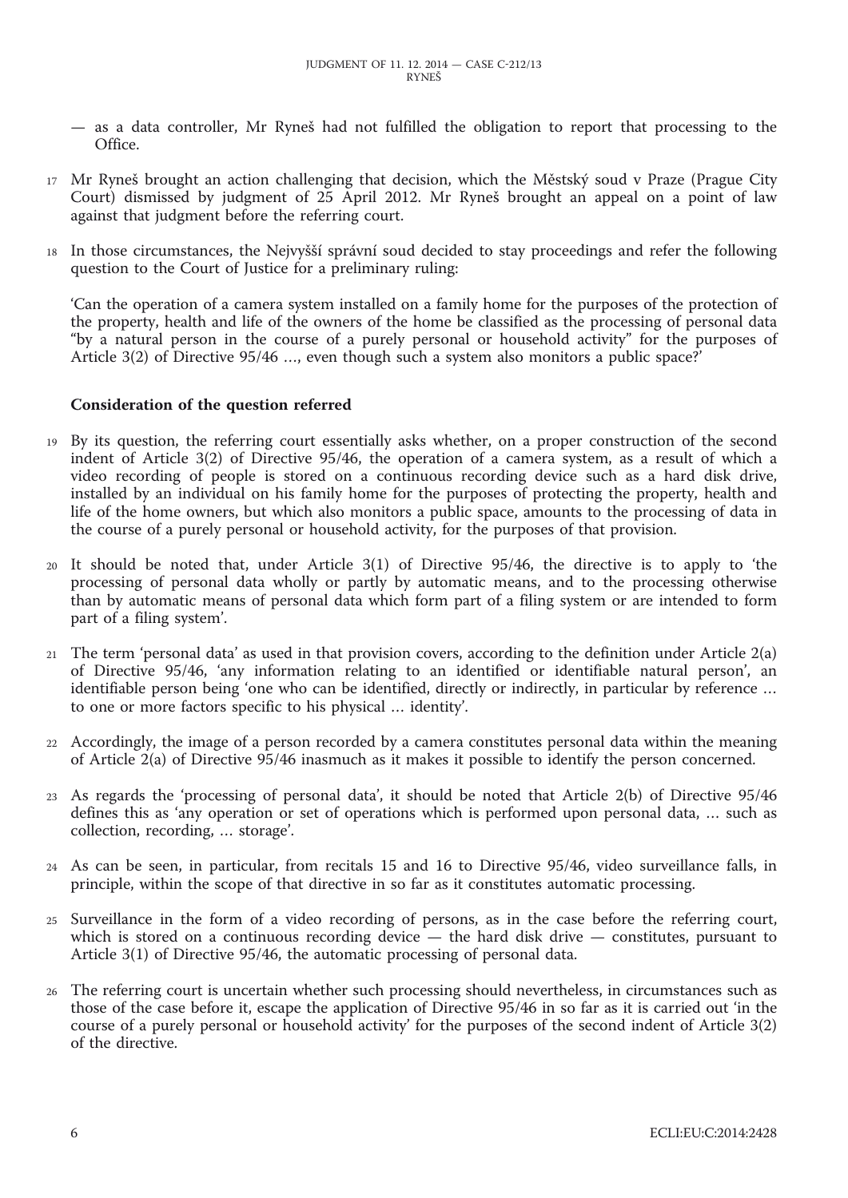— as a data controller, Mr Ryneš had not fulfilled the obligation to report that processing to the Office.

17 Mr Ryneš brought an action challenging that decision, which the Městský soud v Praze (Prague City Court) dismissed by judgment of 25 April 2012. Mr Ryneš brought an appeal on a point of law against that judgment before the referring court.

18 In those circumstances, the Nejvyšší správní soud decided to stay proceedings and refer the following question to the Court of Justice for a preliminary ruling:

'Can the operation of a camera system installed on a family home for the purposes of the protection of the property, health and life of the owners of the home be classified as the processing of personal data "by a natural person in the course of a purely personal or household activity" for the purposes of Article 3(2) of Directive 95/46 ..., even though such a system also monitors a public space?'

## Consideration of the question referred

19 By its question, the referring court essentially asks whether, on a proper construction of the second indent of Article 3(2) of Directive 95/46, the operation of a camera system, as a result of which a video recording of people is stored on a continuous recording device such as a hard disk drive, installed by an individual on his family home for the purposes of protecting the property, health and life of the home owners, but which also monitors a public space, amounts to the processing of data in the course of a purely personal or household activity, for the purposes of that provision.

20 It should be noted that, under Article 3(1) of Directive 95/46, the directive is to apply to 'the processing of personal data wholly or partly by automatic means, and to the processing otherwise than by automatic means of personal data which form part of a filing system or are intended to form part of a filing system'.

21 The term 'personal data' as used in that provision covers, according to the definition under Article 2(a) of Directive 95/46, 'any information relating to an identified or identifiable natural person', an identifiable person being 'one who can be identified, directly or indirectly, in particular by reference ... to one or more factors specific to his physical ... identity'.

22 Accordingly, the image of a person recorded by a camera constitutes personal data within the meaning of Article 2(a) of Directive 95/46 inasmuch as it makes it possible to identify the person concerned.

23 As regards the 'processing of personal data', it should be noted that Article 2(b) of Directive 95/46 defines this as 'any operation or set of operations which is performed upon personal data, ... such as collection, recording, ... storage'.

24 As can be seen, in particular, from recitals 15 and 16 to Directive 95/46, video surveillance falls, in principle, within the scope of that directive in so far as it constitutes automatic processing.

25 Surveillance in the form of a video recording of persons, as in the case before the referring court, which is stored on a continuous recording device — the hard disk drive — constitutes, pursuant to Article 3(1) of Directive 95/46, the automatic processing of personal data.

26 The referring court is uncertain whether such processing should nevertheless, in circumstances such as those of the case before it, escape the application of Directive 95/46 in so far as it is carried out 'in the course of a purely personal or household activity' for the purposes of the second indent of Article 3(2) of the directive.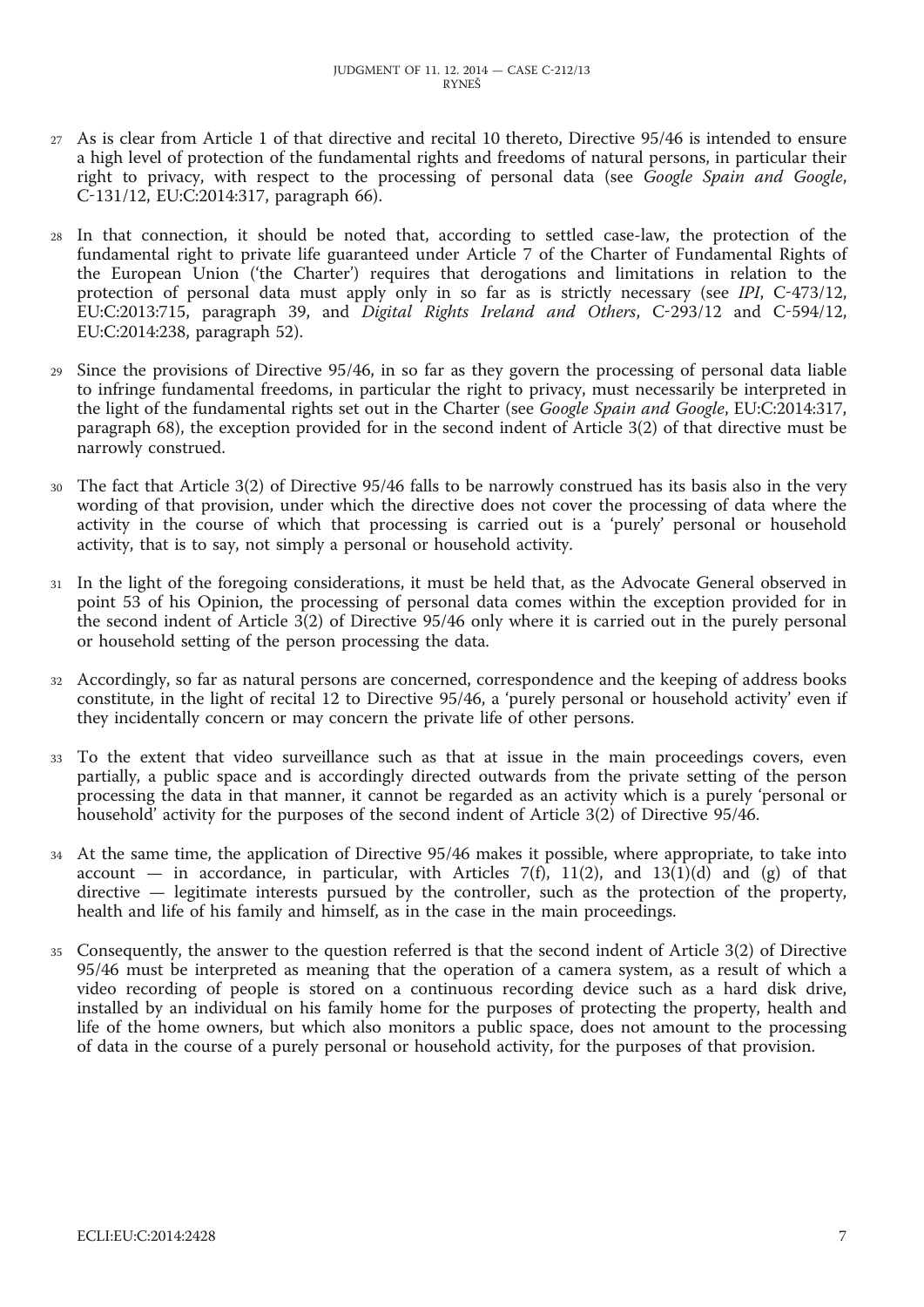27 As is clear from Article 1 of that directive and recital 10 thereto, Directive 95/46 is intended to ensure a high level of protection of the fundamental rights and freedoms of natural persons, in particular their right to privacy, with respect to the processing of personal data (see *Google Spain and Google*, C-131/12, EU:C:2014:317, paragraph 66).

28 In that connection, it should be noted that, according to settled case-law, the protection of the fundamental right to private life guaranteed under Article 7 of the Charter of Fundamental Rights of the European Union ('the Charter') requires that derogations and limitations in relation to the protection of personal data must apply only in so far as is strictly necessary (see *IPI*, C-473/12, EU:C:2013:715, paragraph 39, and *Digital Rights Ireland and Others*, C-293/12 and C-594/12, EU:C:2014:238, paragraph 52).

29 Since the provisions of Directive 95/46, in so far as they govern the processing of personal data liable to infringe fundamental freedoms, in particular the right to privacy, must necessarily be interpreted in the light of the fundamental rights set out in the Charter (see *Google Spain and Google*, EU:C:2014:317, paragraph 68), the exception provided for in the second indent of Article 3(2) of that directive must be narrowly construed.

30 The fact that Article 3(2) of Directive 95/46 falls to be narrowly construed has its basis also in the very wording of that provision, under which the directive does not cover the processing of data where the activity in the course of which that processing is carried out is a 'purely' personal or household activity, that is to say, not simply a personal or household activity.

31 In the light of the foregoing considerations, it must be held that, as the Advocate General observed in point 53 of his Opinion, the processing of personal data comes within the exception provided for in the second indent of Article 3(2) of Directive 95/46 only where it is carried out in the purely personal or household setting of the person processing the data.

32 Accordingly, so far as natural persons are concerned, correspondence and the keeping of address books constitute, in the light of recital 12 to Directive 95/46, a 'purely personal or household activity' even if they incidentally concern or may concern the private life of other persons.

33 To the extent that video surveillance such as that at issue in the main proceedings covers, even partially, a public space and is accordingly directed outwards from the private setting of the person processing the data in that manner, it cannot be regarded as an activity which is a purely 'personal or household' activity for the purposes of the second indent of Article 3(2) of Directive 95/46.

34 At the same time, the application of Directive 95/46 makes it possible, where appropriate, to take into account — in accordance, in particular, with Articles 7(f), 11(2), and 13(1)(d) and (g) of that directive — legitimate interests pursued by the controller, such as the protection of the property, health and life of his family and himself, as in the case in the main proceedings.

35 Consequently, the answer to the question referred is that the second indent of Article 3(2) of Directive 95/46 must be interpreted as meaning that the operation of a camera system, as a result of which a video recording of people is stored on a continuous recording device such as a hard disk drive, installed by an individual on his family home for the purposes of protecting the property, health and life of the home owners, but which also monitors a public space, does not amount to the processing of data in the course of a purely personal or household activity, for the purposes of that provision.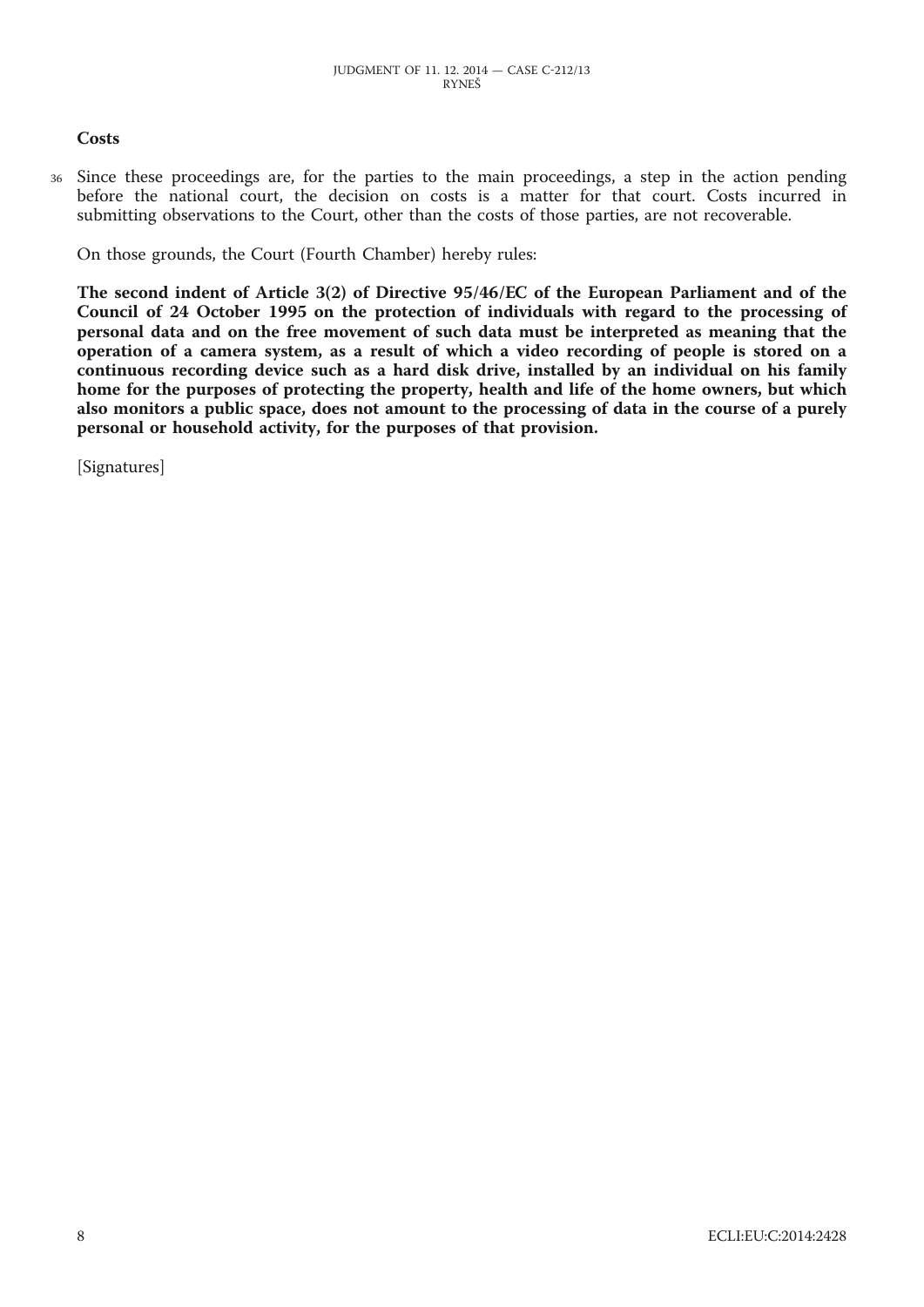**Costs**

36 Since these proceedings are, for the parties to the main proceedings, a step in the action pending before the national court, the decision on costs is a matter for that court. Costs incurred in submitting observations to the Court, other than the costs of those parties, are not recoverable.

On those grounds, the Court (Fourth Chamber) hereby rules:

**The second indent of Article 3(2) of Directive 95/46/EC of the European Parliament and of the Council of 24 October 1995 on the protection of individuals with regard to the processing of personal data and on the free movement of such data must be interpreted as meaning that the operation of a camera system, as a result of which a video recording of people is stored on a continuous recording device such as a hard disk drive, installed by an individual on his family home for the purposes of protecting the property, health and life of the home owners, but which also monitors a public space, does not amount to the processing of data in the course of a purely personal or household activity, for the purposes of that provision.**

[Signatures]